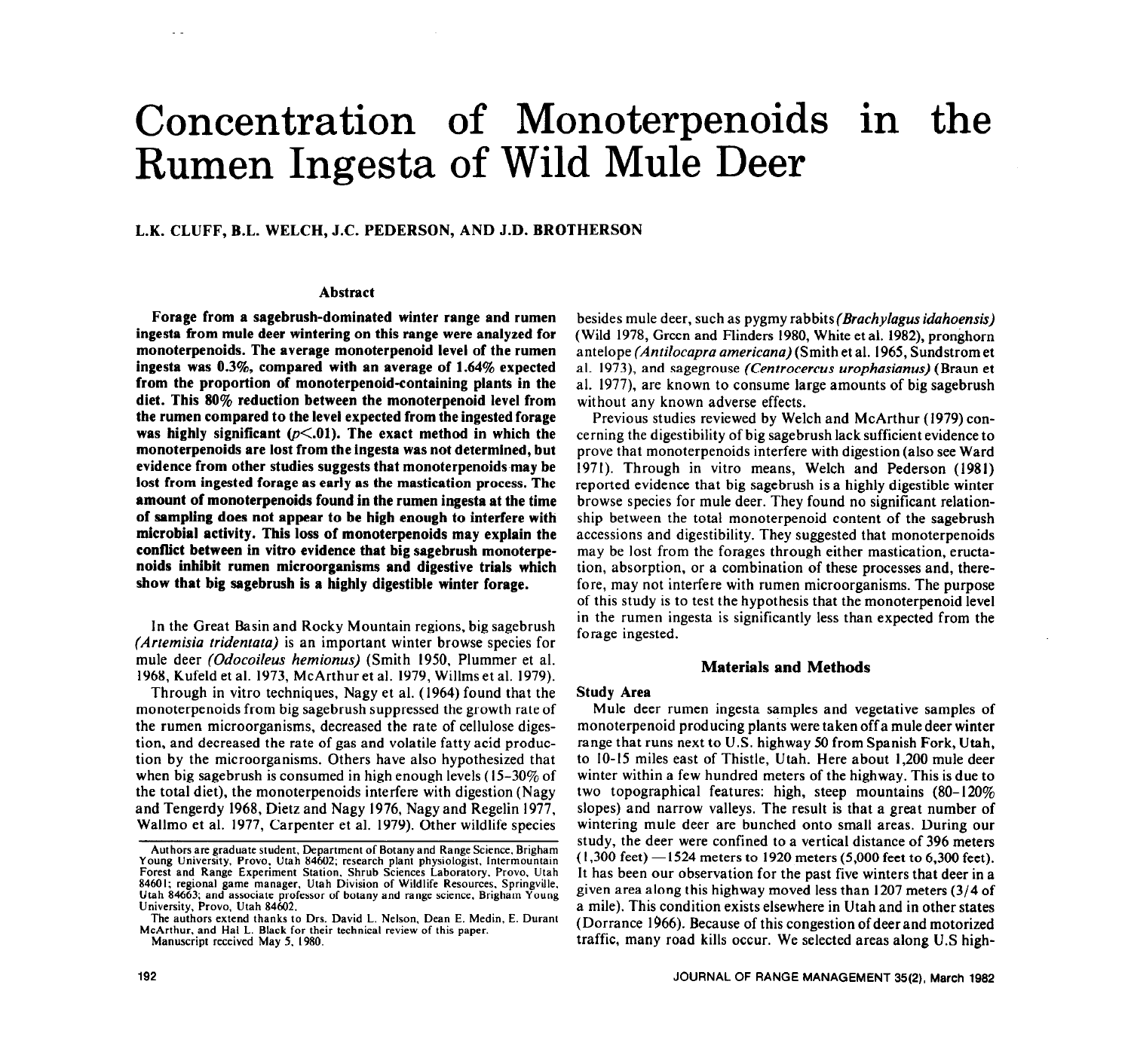# Concentration of Monoterpenoids in the Rumen Ingesta of Wild Mule Deer

**L.K. CLUFF, B.L. WELCH, J.C. PEDERSON, AND J.D. BROTHERSON**

## Abstract

**Forage from a sagebrush-dominated winter range and rumen ingesta from mule deer wintering on this range were analyzed for monoterpenoids. The average monoterpenoid level of the rumen ingesta was 0.3%, compared with an average of 1.64% expected from the proportion of monoterpenoid-containing plants in the diet. This 80% reduction between the monoterpenoid level from the rumen compared to the level expected from the ingested forage was highly significant ($p<.01$). The exact method in which the monoterpenoids are lost from the ingesta was not determined, but evidence from other studies suggests that monoterpenoids may be lost from ingested forage as early as the mastication process. The amount of monoterpenoids found in the rumen ingesta at the time of sampling does not appear to be high enough to interfere with microbial activity. This loss of monoterpenoids may explain the conflict between in vitro evidence that big sagebrush monoterpenoids inhibit rumen microorganisms and digestive trials which show that big sagebrush is a highly digestible winter forage.**

In the Great Basin and Rocky Mountain regions, big sagebrush *(Artemisia tridentata)* is an important winter browse species for mule deer *(Odocoileus hemionus)* (Smith 1950, Plummer et al. 1968, Kufeld et al. 1973, McArthur et al. 1979, Willms et al. 1979).

Through in vitro techniques, Nagy et al. (1964) found that the monoterpenoids from big sagebrush suppressed the growth rate of the rumen microorganisms, decreased the rate of cellulose digestion, and decreased the rate of gas and volatile fatty acid production by the microorganisms. Others have also hypothesized that when big sagebrush is consumed in high enough levels (15–30% of the total diet), the monoterpenoids interfere with digestion (Nagy and Tengerdy 1968, Dietz and Nagy 1976, Nagy and Regelin 1977, Wallmo et al. 1977, Carpenter et al. 1979). Other wildlife species besides mule deer, such as pygmy rabbits *(Brachylagus idahoensis)* (Wild 1978, Green and Flinders 1980, White et al. 1982), pronghorn antelope *(Antilocapra americana)* (Smith et al. 1965, Sundstrom et al. 1973), and sagegrouse *(Centrocercus urophasianus)* (Braun et al. 1977), are known to consume large amounts of big sagebrush without any known adverse effects.

Previous studies reviewed by Welch and McArthur (1979) concerning the digestibility of big sagebrush lack sufficient evidence to prove that monoterpenoids interfere with digestion (also see Ward 1971). Through in vitro means, Welch and Pederson (1981) reported evidence that big sagebrush is a highly digestible winter browse species for mule deer. They found no significant relationship between the total monoterpenoid content of the sagebrush accessions and digestibility. They suggested that monoterpenoids may be lost from the forages through either mastication, eructation, absorption, or a combination of these processes and, therefore, may not interfere with rumen microorganisms. The purpose of this study is to test the hypothesis that the monoterpenoid level in the rumen ingesta is significantly less than expected from the forage ingested.

Authors are graduate student, Department of Botany and Range Science, Brigham Young University, Provo, Utah 84602; research plant physiologist, Intermountain Forest and Range Experiment Station, Shrub Sciences Laboratory, Provo, Utah 84601; regional game manager, Utah Division of Wildlife Resources, Springville, Utah 84663; and associate professor of botany and range science, Brigham Young University, Provo, Utah 84602.

The authors extend thanks to Drs. David L. Nelson, Dean E. Medin, E. Durant McArthur, and Hal L. Black for their technical review of this paper.

Manuscript received May 5, 1980.

## Materials and Methods

### Study Area

Mule deer rumen ingesta samples and vegetative samples of monoterpenoid producing plants were taken off a mule deer winter range that runs next to U.S. highway 50 from Spanish Fork, Utah, to 10-15 miles east of Thistle, Utah. Here about 1,200 mule deer winter within a few hundred meters of the highway. This is due to two topographical features: high, steep mountains (80–120% slopes) and narrow valleys. The result is that a great number of wintering mule deer are bunched onto small areas. During our study, the deer were confined to a vertical distance of 396 meters (1,300 feet) —1524 meters to 1920 meters (5,000 feet to 6,300 feet). It has been our observation for the past five winters that deer in a given area along this highway moved less than 1207 meters (3/4 of a mile). This condition exists elsewhere in Utah and in other states (Dorrance 1966). Because of this congestion of deer and motorized traffic, many road kills occur. We selected areas along U.S high-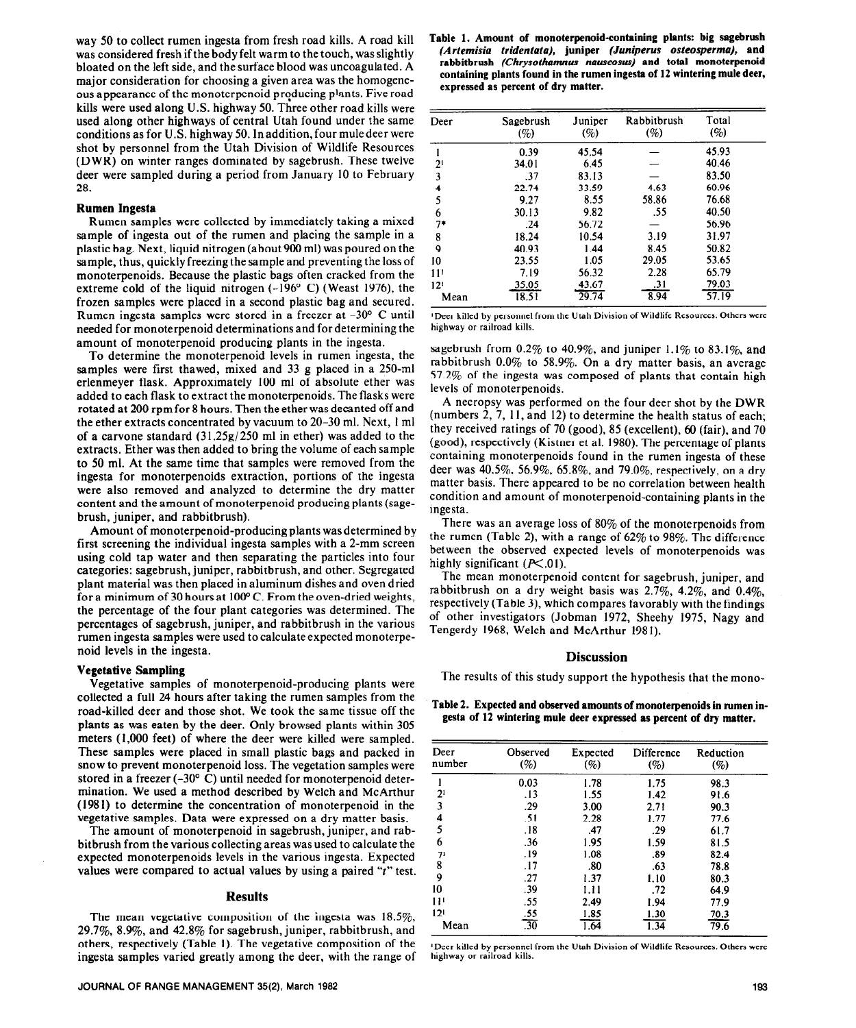way 50 to collect rumen ingesta from fresh road kills. A road kill was considered fresh if the body felt warm to the touch, was slightly bloated on the left side, and the surface blood was uncoagulated. A major consideration for choosing a given area was the homogeneous appearance of the monoterpenoid producing plants. Five road kills were used along U.S. highway 50. Three other road kills were used along other highways of central Utah found under the same conditions as for U.S. highway 50. In addition, four mule deer were shot by personnel from the Utah Division of Wildlife Resources (DWR) on winter ranges dominated by sagebrush. These twelve deer were sampled during a period from January 10 to February 28.

### Rumen Ingesta

Rumen samples were collected by immediately taking a mixed sample of ingesta out of the rumen and placing the sample in a plastic bag. Next, liquid nitrogen (about 900 ml) was poured on the sample, thus, quickly freezing the sample and preventing the loss of monoterpenoids. Because the plastic bags often cracked from the extreme cold of the liquid nitrogen (-196° C) (Weast 1976), the frozen samples were placed in a second plastic bag and secured. Rumen ingesta samples were stored in a freezer at -30° C until needed for monoterpenoid determinations and for determining the amount of monoterpenoid producing plants in the ingesta.

To determine the monoterpenoid levels in rumen ingesta, the samples were first thawed, mixed and 33 g placed in a 250-ml erlenmeyer flask. Approximately 100 ml of absolute ether was added to each flask to extract the monoterpenoids. The flasks were rotated at 200 rpm for 8 hours. Then the ether was decanted off and the ether extracts concentrated by vacuum to 20-30 ml. Next, 1 ml of a carvone standard (31.25g/250 ml in ether) was added to the extracts. Ether was then added to bring the volume of each sample to 50 ml. At the same time that samples were removed from the ingesta for monoterpenoids extraction, portions of the ingesta were also removed and analyzed to determine the dry matter content and the amount of monoterpenoid producing plants (sagebrush, juniper, and rabbitbrush).

Amount of monoterpenoid-producing plants was determined by first screening the individual ingesta samples with a 2-mm screen using cold tap water and then separating the particles into four categories: sagebrush, juniper, rabbitbrush, and other. Segregated plant material was then placed in aluminum dishes and oven dried for a minimum of 30 hours at 100° C. From the oven-dried weights, the percentage of the four plant categories was determined. The percentages of sagebrush, juniper, and rabbitbrush in the various rumen ingesta samples were used to calculate expected monoterpenoid levels in the ingesta.

### Vegetative Sampling

Vegetative samples of monoterpenoid-producing plants were collected a full 24 hours after taking the rumen samples from the road-killed deer and those shot. We took the same tissue off the plants as was eaten by the deer. Only browsed plants within 305 meters (1,000 feet) of where the deer were killed were sampled. These samples were placed in small plastic bags and packed in snow to prevent monoterpenoid loss. The vegetation samples were stored in a freezer (-30° C) until needed for monoterpenoid determination. We used a method described by Welch and McArthur (1981) to determine the concentration of monoterpenoid in the vegetative samples. Data were expressed on a dry matter basis.

The amount of monoterpenoid in sagebrush, juniper, and rabbitbrush from the various collecting areas was used to calculate the expected monoterpenoids levels in the various ingesta. Expected values were compared to actual values by using a paired "*t*" test.

## Results

The mean vegetative composition of the ingesta was 18.5%, 29.7%, 8.9%, and 42.8% for sagebrush, juniper, rabbitbrush, and others, respectively (Table 1). The vegetative composition of the ingesta samples varied greatly among the deer, with the range of sagebrush from 0.2% to 40.9%, and juniper 1.1% to 83.1%, and rabbitbrush 0.0% to 58.9%. On a dry matter basis, an average 57.2% of the ingesta was composed of plants that contain high levels of monoterpenoids.

**Table 1. Amount of monoterpenoid-containing plants: big sagebrush (*Artemisia tridentata*), juniper (*Juniperus osteosperma*), and rabbitbrush (*Chrysothamnus nauseosus*) and total monoterpenoid containing plants found in the rumen ingesta of 12 wintering mule deer, expressed as percent of dry matter.**

| Deer | Sagebrush (%) | Juniper (%) | Rabbitbrush (%) | Total (%) |
|---|---|---|---|---|
| 1 | 0.39 | 45.54 | — | 45.93 |
| 2[1] | 34.01 | 6.45 | — | 40.46 |
| 3 | .37 | 83.13 | — | 83.50 |
| 4 | 22.74 | 33.59 | 4.63 | 60.96 |
| 5 | 9.27 | 8.55 | 58.86 | 76.68 |
| 6 | 30.13 | 9.82 | .55 | 40.50 |
| 7* | .24 | 56.72 | — | 56.96 |
| 8 | 18.24 | 10.54 | 3.19 | 31.97 |
| 9 | 40.93 | 1.44 | 8.45 | 50.82 |
| 10 | 23.55 | 1.05 | 29.05 | 53.65 |
| 11[1] | 7.19 | 56.32 | 2.28 | 65.79 |
| 12[1] | 35.05 | 43.67 | .31 | 79.03 |
| Mean | 18.51 | 29.74 | 8.94 | 57.19 |

[1]Deer killed by personnel from the Utah Division of Wildlife Resources. Others were highway or railroad kills.

A necropsy was performed on the four deer shot by the DWR (numbers 2, 7, 11, and 12) to determine the health status of each; they received ratings of 70 (good), 85 (excellent), 60 (fair), and 70 (good), respectively (Kistner et al. 1980). The percentage of plants containing monoterpenoids found in the rumen ingesta of these deer was 40.5%, 56.9%, 65.8%, and 79.0%, respectively, on a dry matter basis. There appeared to be no correlation between health condition and amount of monoterpenoid-containing plants in the ingesta.

There was an average loss of 80% of the monoterpenoids from the rumen (Table 2), with a range of 62% to 98%. The difference between the observed expected levels of monoterpenoids was highly significant ($P<.01$).

The mean monoterpenoid content for sagebrush, juniper, and rabbitbrush on a dry weight basis was 2.7%, 4.2%, and 0.4%, respectively (Table 3), which compares favorably with the findings of other investigators (Jobman 1972, Sheehy 1975, Nagy and Tengerdy 1968, Welch and McArthur 1981).

## Discussion

The results of this study support the hypothesis that the mono-

**Table 2. Expected and observed amounts of monoterpenoids in rumen ingesta of 12 wintering mule deer expressed as percent of dry matter.**

| Deer number | Observed (%) | Expected (%) | Difference (%) | Reduction (%) |
|---|---|---|---|---|
| 1 | 0.03 | 1.78 | 1.75 | 98.3 |
| 2[1] | .13 | 1.55 | 1.42 | 91.6 |
| 3 | .29 | 3.00 | 2.71 | 90.3 |
| 4 | .51 | 2.28 | 1.77 | 77.6 |
| 5 | .18 | .47 | .29 | 61.7 |
| 6 | .36 | 1.95 | 1.59 | 81.5 |
| 7[1] | .19 | 1.08 | .89 | 82.4 |
| 8 | .17 | .80 | .63 | 78.8 |
| 9 | .27 | 1.37 | 1.10 | 80.3 |
| 10 | .39 | 1.11 | .72 | 64.9 |
| 11[1] | .55 | 2.49 | 1.94 | 77.9 |
| 12[1] | .55 | 1.85 | 1.30 | 70.3 |
| Mean | .30 | 1.64 | 1.34 | 79.6 |

[1]Deer killed by personnel from the Utah Division of Wildlife Resources. Others were highway or railroad kills.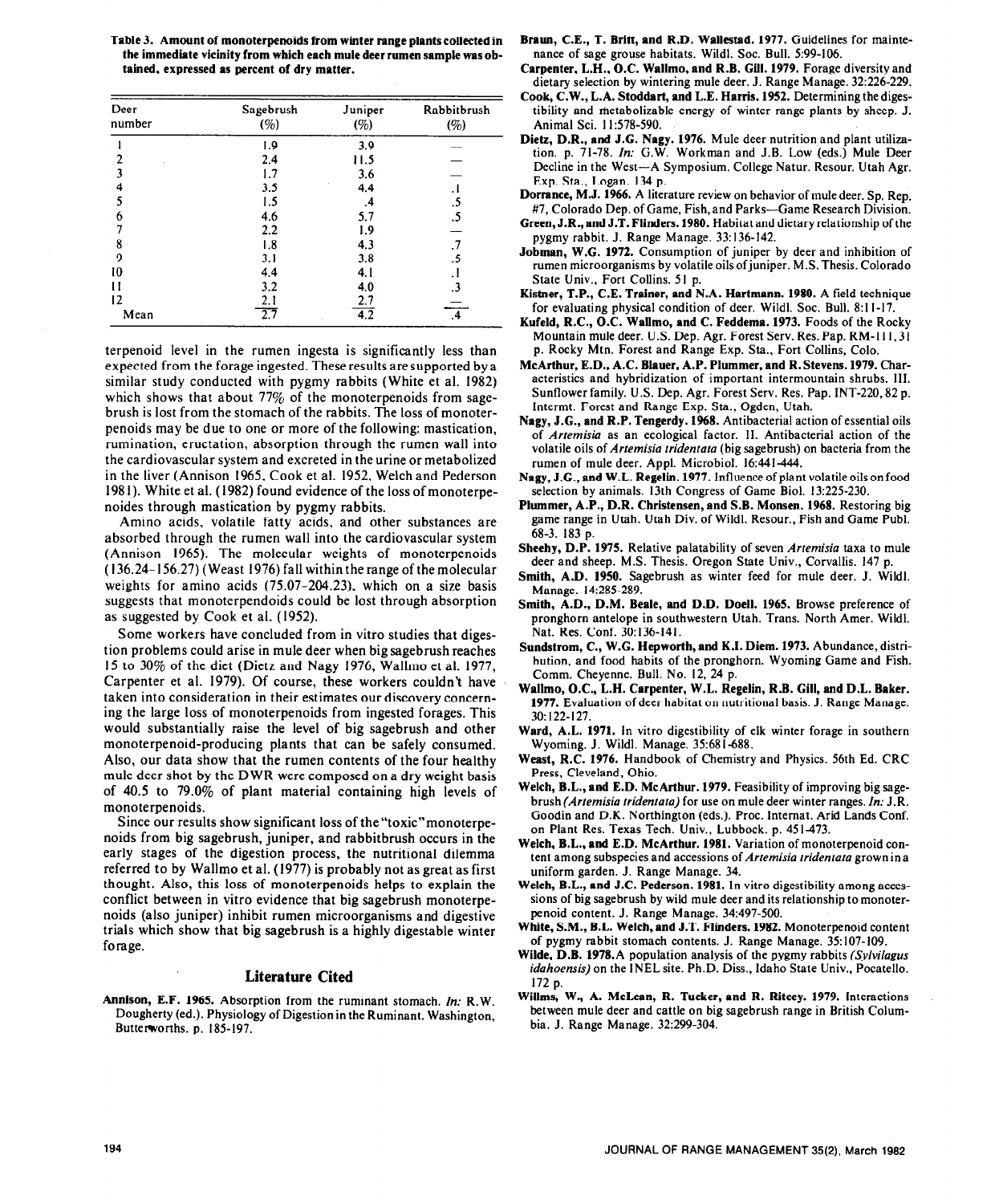**Table 3. Amount of monoterpenoids from winter range plants collected in the immediate vicinity from which each mule deer rumen sample was obtained, expressed as percent of dry matter.**

| Deer number | Sagebrush (%) | Juniper (%) | Rabbitbrush (%) |
|---|---|---|---|
| 1 | 1.9 | 3.9 | — |
| 2 | 2.4 | 11.5 | — |
| 3 | 1.7 | 3.6 | — |
| 4 | 3.5 | 4.4 | .1 |
| 5 | 1.5 | .4 | .5 |
| 6 | 4.6 | 5.7 | .5 |
| 7 | 2.2 | 1.9 | — |
| 8 | 1.8 | 4.3 | .7 |
| 9 | 3.1 | 3.8 | .5 |
| 10 | 4.4 | 4.1 | .1 |
| 11 | 3.2 | 4.0 | .3 |
| 12 | 2.1 | 2.7 | — |
| Mean | 2.7 | 4.2 | .4 |

terpenoid level in the rumen ingesta is significantly less than expected from the forage ingested. These results are supported by a similar study conducted with pygmy rabbits (White et al. 1982) which shows that about 77% of the monoterpenoids from sagebrush is lost from the stomach of the rabbits. The loss of monoterpenoids may be due to one or more of the following: mastication, rumination, eructation, absorption through the rumen wall into the cardiovascular system and excreted in the urine or metabolized in the liver (Annison 1965, Cook et al. 1952, Welch and Pederson 1981). White et al. (1982) found evidence of the loss of monoterpenoides through mastication by pygmy rabbits.

Amino acids, volatile fatty acids, and other substances are absorbed through the rumen wall into the cardiovascular system (Annison 1965). The molecular weights of monoterpenoids (136.24-156.27) (Weast 1976) fall within the range of the molecular weights for amino acids (75.07-204.23), which on a size basis suggests that monoterpendoids could be lost through absorption as suggested by Cook et al. (1952).

Some workers have concluded from in vitro studies that digestion problems could arise in mule deer when big sagebrush reaches 15 to 30% of the diet (Dietz and Nagy 1976, Wallmo et al. 1977, Carpenter et al. 1979). Of course, these workers couldn't have taken into consideration in their estimates our discovery concerning the large loss of monoterpenoids from ingested forages. This would substantially raise the level of big sagebrush and other monoterpenoid-producing plants that can be safely consumed. Also, our data show that the rumen contents of the four healthy mule deer shot by the DWR were composed on a dry weight basis of 40.5 to 79.0% of plant material containing high levels of monoterpenoids.

Since our results show significant loss of the "toxic" monoterpenoids from big sagebrush, juniper, and rabbitbrush occurs in the early stages of the digestion process, the nutritional dilemma referred to by Wallmo et al. (1977) is probably not as great as first thought. Also, this loss of monoterpenoids helps to explain the conflict between in vitro evidence that big sagebrush monoterpenoids (also juniper) inhibit rumen microorganisms and digestive trials which show that big sagebrush is a highly digestable winter forage.

## Literature Cited

**Annison, E.F. 1965.** Absorption from the ruminant stomach. *In:* R.W. Dougherty (ed.). Physiology of Digestion in the Ruminant. Washington, Butterworths. p. 185-197.

**Braun, C.E., T. Britt, and R.D. Wallestad. 1977.** Guidelines for maintenance of sage grouse habitats. Wildl. Soc. Bull. 5:99-106.

**Carpenter, L.H., O.C. Wallmo, and R.B. Gill. 1979.** Forage diversity and dietary selection by wintering mule deer. J. Range Manage. 32:226-229.

**Cook, C.W., L.A. Stoddart, and L.E. Harris. 1952.** Determining the digestibility and metabolizable energy of winter range plants by sheep. J. Animal Sci. 11:578-590.

**Dietz, D.R., and J.G. Nagy. 1976.** Mule deer nutrition and plant utilization. p. 71-78. *In:* G.W. Workman and J.B. Low (eds.) Mule Deer Decline in the West—A Symposium. College Natur. Resour. Utah Agr. Exp. Sta., Logan. 134 p.

**Dorrance, M.J. 1966.** A literature review on behavior of mule deer. Sp. Rep. #7, Colorado Dep. of Game, Fish, and Parks—Game Research Division.

**Green, J.R., and J.T. Flinders. 1980.** Habitat and dietary relationship of the pygmy rabbit. J. Range Manage. 33:136-142.

**Jobman, W.G. 1972.** Consumption of juniper by deer and inhibition of rumen microorganisms by volatile oils of juniper. M.S. Thesis. Colorado State Univ., Fort Collins. 51 p.

**Kistner, T.P., C.E. Trainer, and N.A. Hartmann. 1980.** A field technique for evaluating physical condition of deer. Wildl. Soc. Bull. 8:11-17.

**Kufeld, R.C., O.C. Wallmo, and C. Feddema. 1973.** Foods of the Rocky Mountain mule deer. U.S. Dep. Agr. Forest Serv. Res. Pap. RM-111, 31 p. Rocky Mtn. Forest and Range Exp. Sta., Fort Collins, Colo.

**McArthur, E.D., A.C. Blauer, A.P. Plummer, and R. Stevens. 1979.** Characteristics and hybridization of important intermountain shrubs. III. Sunflower family. U.S. Dep. Agr. Forest Serv. Res. Pap. INT-220, 82 p. Intermt. Forest and Range Exp. Sta., Ogden, Utah.

**Nagy, J.G., and R.P. Tengerdy. 1968.** Antibacterial action of essential oils of *Artemisia* as an ecological factor. II. Antibacterial action of the volatile oils of *Artemisia tridentata* (big sagebrush) on bacteria from the rumen of mule deer. Appl. Microbiol. 16:441-444.

**Nagy, J.G., and W.L. Regelin. 1977.** Influence of plant volatile oils on food selection by animals. 13th Congress of Game Biol. 13:225-230.

**Plummer, A.P., D.R. Christensen, and S.B. Monsen. 1968.** Restoring big game range in Utah. Utah Div. of Wildl. Resour., Fish and Game Publ. 68-3. 183 p.

**Sheehy, D.P. 1975.** Relative palatability of seven *Artemisia* taxa to mule deer and sheep. M.S. Thesis. Oregon State Univ., Corvallis. 147 p.

**Smith, A.D. 1950.** Sagebrush as winter feed for mule deer. J. Wildl. Manage. 14:285-289.

**Smith, A.D., D.M. Beale, and D.D. Doell. 1965.** Browse preference of pronghorn antelope in southwestern Utah. Trans. North Amer. Wildl. Nat. Res. Conf. 30:136-141.

**Sundstrom, C., W.G. Hepworth, and K.I. Diem. 1973.** Abundance, distribution, and food habits of the pronghorn. Wyoming Game and Fish. Comm. Cheyenne. Bull. No. 12, 24 p.

**Wallmo, O.C., L.H. Carpenter, W.L. Regelin, R.B. Gill, and D.L. Baker. 1977.** Evaluation of deer habitat on nutritional basis. J. Range Manage. 30:122-127.

**Ward, A.L. 1971.** In vitro digestibility of elk winter forage in southern Wyoming. J. Wildl. Manage. 35:681-688.

**Weast, R.C. 1976.** Handbook of Chemistry and Physics. 56th Ed. CRC Press, Cleveland, Ohio.

**Welch, B.L., and E.D. McArthur. 1979.** Feasibility of improving big sagebrush *(Artemisia tridentata)* for use on mule deer winter ranges. *In:* J.R. Goodin and D.K. Northington (eds.). Proc. Internat. Arid Lands Conf. on Plant Res. Texas Tech. Univ., Lubbock. p. 451-473.

**Welch, B.L., and E.D. McArthur. 1981.** Variation of monoterpenoid content among subspecies and accessions of *Artemisia tridentata* grown in a uniform garden. J. Range Manage. 34.

**Welch, B.L., and J.C. Pederson. 1981.** In vitro digestibility among accessions of big sagebrush by wild mule deer and its relationship to monoterpenoid content. J. Range Manage. 34:497-500.

**White, S.M., B.L. Welch, and J.T. Flinders. 1982.** Monoterpenoid content of pygmy rabbit stomach contents. J. Range Manage. 35:107-109.

**Wilde, D.B. 1978.** A population analysis of the pygmy rabbits *(Sylvilagus idahoensis)* on the INEL site. Ph.D. Diss., Idaho State Univ., Pocatello. 172 p.

**Willms, W., A. McLean, R. Tucker, and R. Ritcey. 1979.** Interactions between mule deer and cattle on big sagebrush range in British Columbia. J. Range Manage. 32:299-304.